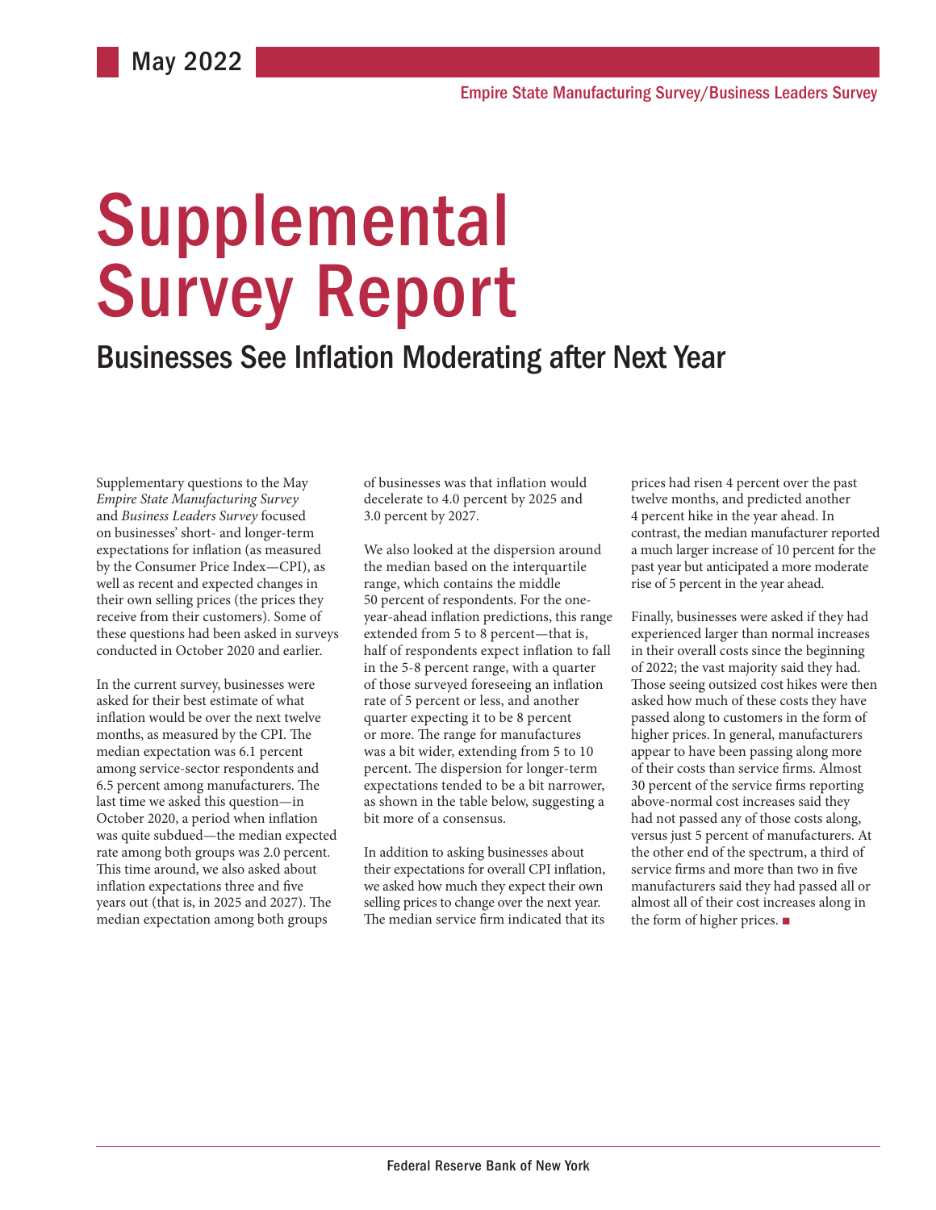May 2022

Empire State Manufacturing Survey/Business Leaders Survey

# Supplemental Survey Report

## Businesses See Inflation Moderating after Next Year

Supplementary questions to the May *Empire State Manufacturing Survey* and *Business Leaders Survey* focused on businesses' short- and longer-term expectations for inflation (as measured by the Consumer Price Index—CPI), as well as recent and expected changes in their own selling prices (the prices they receive from their customers). Some of these questions had been asked in surveys conducted in October 2020 and earlier.

In the current survey, businesses were asked for their best estimate of what inflation would be over the next twelve months, as measured by the CPI. The median expectation was 6.1 percent among service-sector respondents and 6.5 percent among manufacturers. The last time we asked this question—in October 2020, a period when inflation was quite subdued—the median expected rate among both groups was 2.0 percent. This time around, we also asked about inflation expectations three and five years out (that is, in 2025 and 2027). The median expectation among both groups of businesses was that inflation would decelerate to 4.0 percent by 2025 and 3.0 percent by 2027.

We also looked at the dispersion around the median based on the interquartile range, which contains the middle 50 percent of respondents. For the one-year-ahead inflation predictions, this range extended from 5 to 8 percent—that is, half of respondents expect inflation to fall in the 5-8 percent range, with a quarter of those surveyed foreseeing an inflation rate of 5 percent or less, and another quarter expecting it to be 8 percent or more. The range for manufactures was a bit wider, extending from 5 to 10 percent. The dispersion for longer-term expectations tended to be a bit narrower, as shown in the table below, suggesting a bit more of a consensus.

In addition to asking businesses about their expectations for overall CPI inflation, we asked how much they expect their own selling prices to change over the next year. The median service firm indicated that its prices had risen 4 percent over the past twelve months, and predicted another 4 percent hike in the year ahead. In contrast, the median manufacturer reported a much larger increase of 10 percent for the past year but anticipated a more moderate rise of 5 percent in the year ahead.

Finally, businesses were asked if they had experienced larger than normal increases in their overall costs since the beginning of 2022; the vast majority said they had. Those seeing outsized cost hikes were then asked how much of these costs they have passed along to customers in the form of higher prices. In general, manufacturers appear to have been passing along more of their costs than service firms. Almost 30 percent of the service firms reporting above-normal cost increases said they had not passed any of those costs along, versus just 5 percent of manufacturers. At the other end of the spectrum, a third of service firms and more than two in five manufacturers said they had passed all or almost all of their cost increases along in the form of higher prices. ■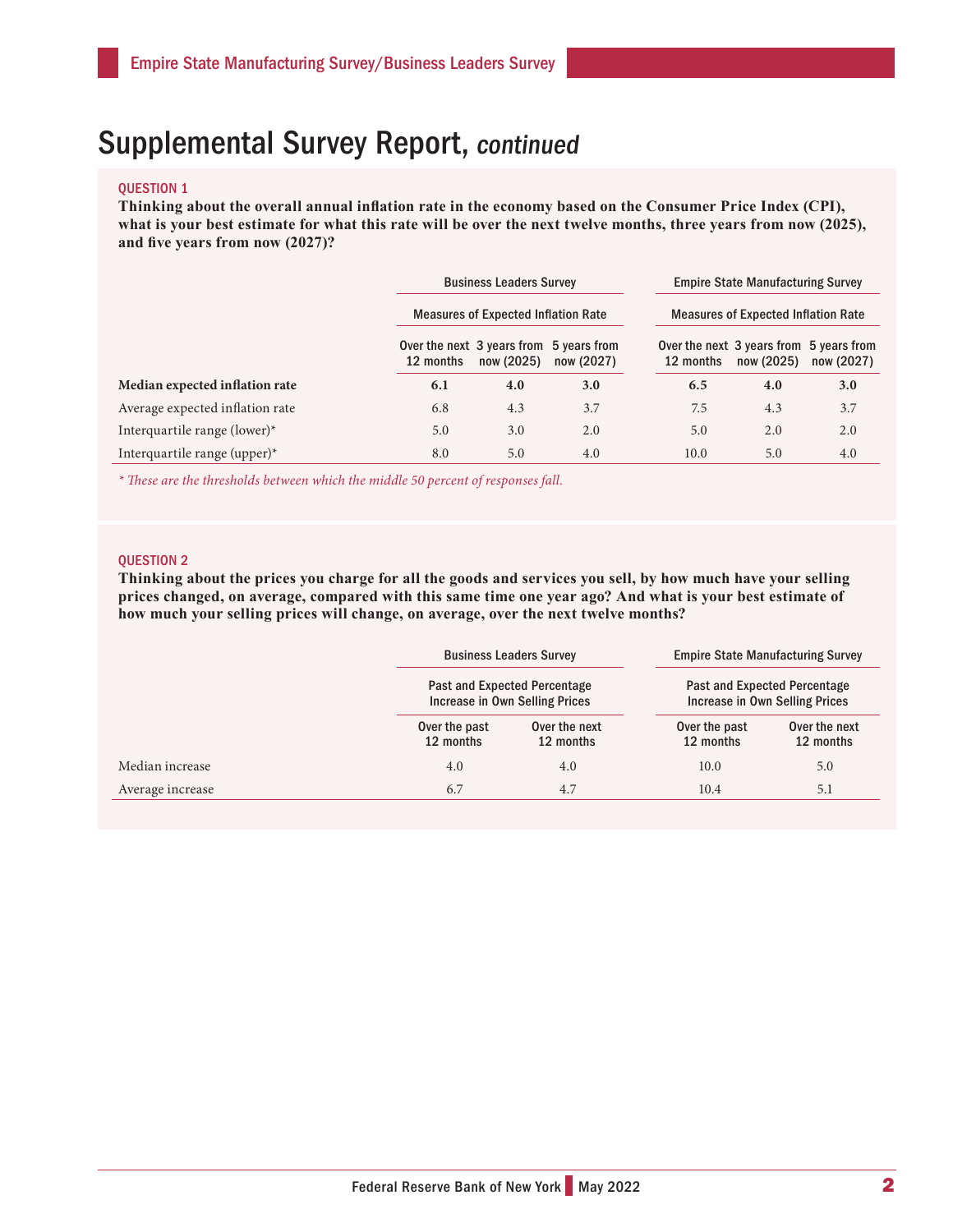# Supplemental Survey Report, *continued*

**QUESTION 1**

**Thinking about the overall annual inflation rate in the economy based on the Consumer Price Index (CPI), what is your best estimate for what this rate will be over the next twelve months, three years from now (2025), and five years from now (2027)?**

| | Business Leaders Survey | | | Empire State Manufacturing Survey | | |
|---|---|---|---|---|---|---|
| | Measures of Expected Inflation Rate | | | Measures of Expected Inflation Rate | | |
| | Over the next 12 months | 3 years from now (2025) | 5 years from now (2027) | Over the next 12 months | 3 years from now (2025) | 5 years from now (2027) |
| **Median expected inflation rate** | **6.1** | **4.0** | **3.0** | **6.5** | **4.0** | **3.0** |
| Average expected inflation rate | 6.8 | 4.3 | 3.7 | 7.5 | 4.3 | 3.7 |
| Interquartile range (lower)* | 5.0 | 3.0 | 2.0 | 5.0 | 2.0 | 2.0 |
| Interquartile range (upper)* | 8.0 | 5.0 | 4.0 | 10.0 | 5.0 | 4.0 |

*\* These are the thresholds between which the middle 50 percent of responses fall.*

**QUESTION 2**

**Thinking about the prices you charge for all the goods and services you sell, by how much have your selling prices changed, on average, compared with this same time one year ago? And what is your best estimate of how much your selling prices will change, on average, over the next twelve months?**

| | Business Leaders Survey | | Empire State Manufacturing Survey | |
|---|---|---|---|---|
| | Past and Expected Percentage Increase in Own Selling Prices | | Past and Expected Percentage Increase in Own Selling Prices | |
| | Over the past 12 months | Over the next 12 months | Over the past 12 months | Over the next 12 months |
| Median increase | 4.0 | 4.0 | 10.0 | 5.0 |
| Average increase | 6.7 | 4.7 | 10.4 | 5.1 |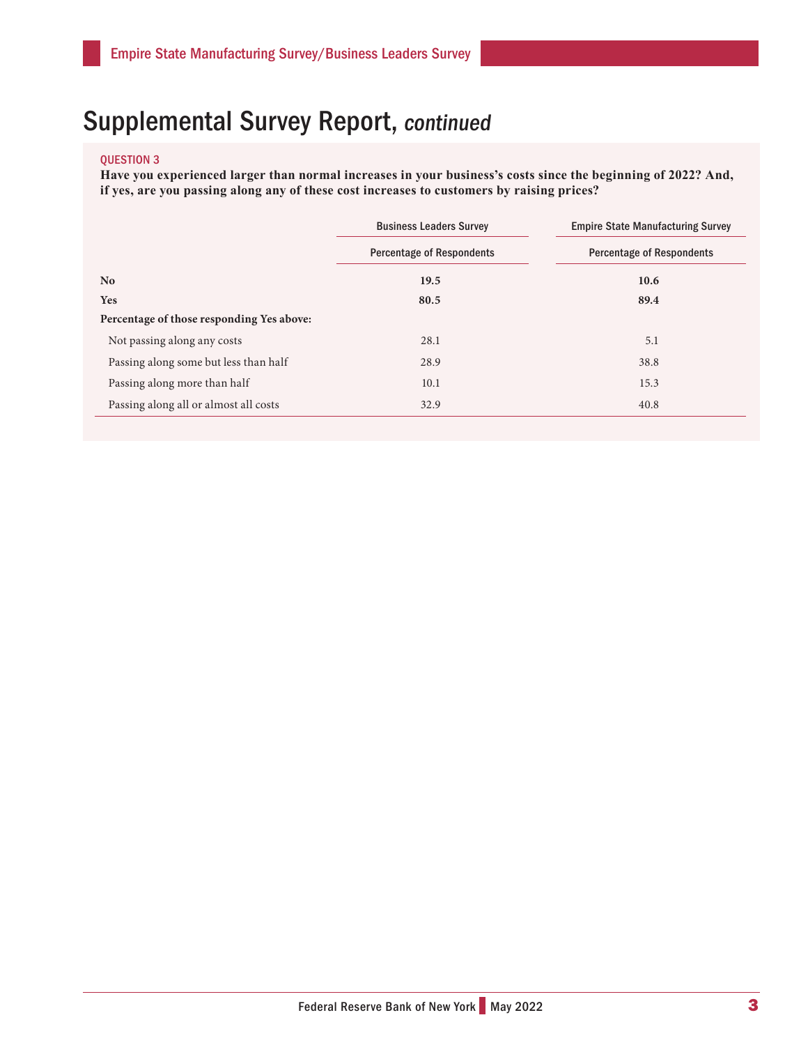# Supplemental Survey Report, *continued*

QUESTION 3

**Have you experienced larger than normal increases in your business's costs since the beginning of 2022? And, if yes, are you passing along any of these cost increases to customers by raising prices?**

| | Business Leaders Survey | Empire State Manufacturing Survey |
|---|---|---|
| | Percentage of Respondents | Percentage of Respondents |
| **No** | **19.5** | **10.6** |
| **Yes** | **80.5** | **89.4** |
| **Percentage of those responding Yes above:** | | |
| Not passing along any costs | 28.1 | 5.1 |
| Passing along some but less than half | 28.9 | 38.8 |
| Passing along more than half | 10.1 | 15.3 |
| Passing along all or almost all costs | 32.9 | 40.8 |